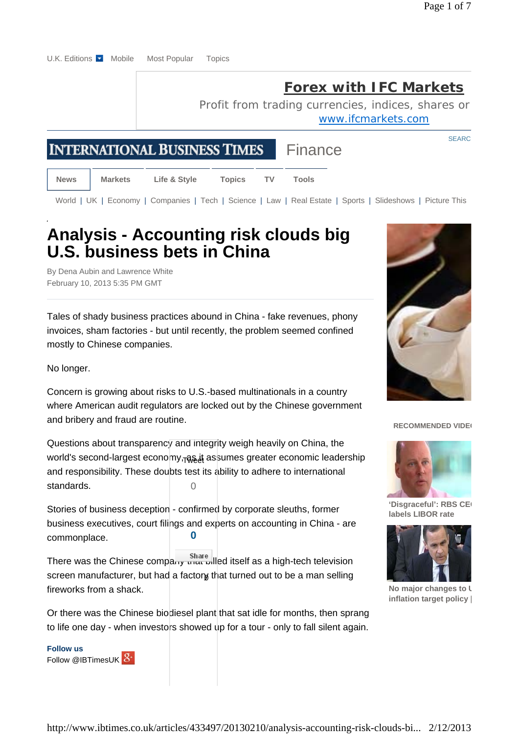U.K. Editions Mobile Most Popular Topics

**Forex with IFC Markets**
Profit from trading currencies, indices, shares or
www.ifcmarkets.com

INTERNATIONAL BUSINESS TIMES Finance

SEARC

News | Markets | Life & Style | Topics | TV | Tools

World | UK | Economy | Companies | Tech | Science | Law | Real Estate | Sports | Slideshows | Picture This

# Analysis - Accounting risk clouds big U.S. business bets in China

By Dena Aubin and Lawrence White
February 10, 2013 5:35 PM GMT

Tales of shady business practices abound in China - fake revenues, phony invoices, sham factories - but until recently, the problem seemed confined mostly to Chinese companies.

No longer.

Concern is growing about risks to U.S.-based multinationals in a country where American audit regulators are locked out by the Chinese government and bribery and fraud are routine.

Questions about transparency and integrity weigh heavily on China, the world's second-largest economy, as it assumes greater economic leadership and responsibility. These doubts test its ability to adhere to international standards.

Stories of business deception - confirmed by corporate sleuths, former business executives, court filings and experts on accounting in China - are commonplace.

There was the Chinese company that billed itself as a high-tech television screen manufacturer, but had a factory that turned out to be a man selling fireworks from a shack.

Or there was the Chinese biodiesel plant that sat idle for months, then sprang to life one day - when investors showed up for a tour - only to fall silent again.

Tweet 0

0 Share

**Follow us**
Follow @IBTimesUK

RECOMMENDED VIDE

'Disgraceful': RBS CE labels LIBOR rate

No major changes to inflation target policy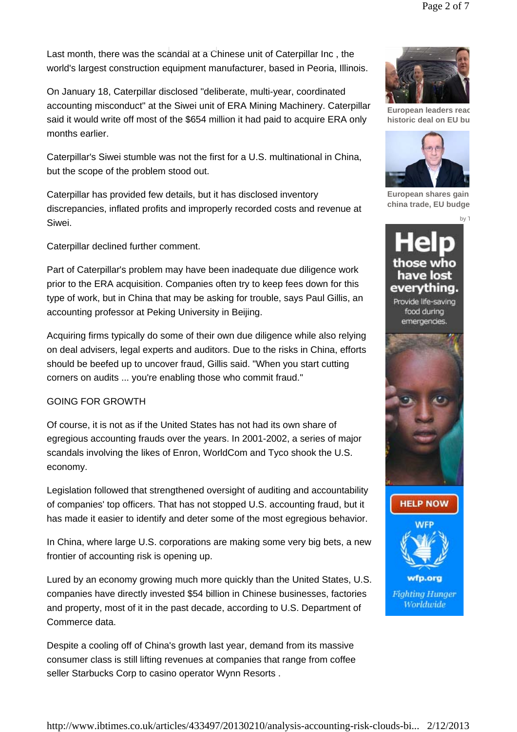Last month, there was the scandal at a Chinese unit of Caterpillar Inc , the world's largest construction equipment manufacturer, based in Peoria, Illinois.

On January 18, Caterpillar disclosed "deliberate, multi-year, coordinated accounting misconduct" at the Siwei unit of ERA Mining Machinery. Caterpillar said it would write off most of the $654 million it had paid to acquire ERA only months earlier.

Caterpillar's Siwei stumble was not the first for a U.S. multinational in China, but the scope of the problem stood out.

Caterpillar has provided few details, but it has disclosed inventory discrepancies, inflated profits and improperly recorded costs and revenue at Siwei.

Caterpillar declined further comment.

Part of Caterpillar's problem may have been inadequate due diligence work prior to the ERA acquisition. Companies often try to keep fees down for this type of work, but in China that may be asking for trouble, says Paul Gillis, an accounting professor at Peking University in Beijing.

Acquiring firms typically do some of their own due diligence while also relying on deal advisers, legal experts and auditors. Due to the risks in China, efforts should be beefed up to uncover fraud, Gillis said. "When you start cutting corners on audits ... you're enabling those who commit fraud."

GOING FOR GROWTH

Of course, it is not as if the United States has not had its own share of egregious accounting frauds over the years. In 2001-2002, a series of major scandals involving the likes of Enron, WorldCom and Tyco shook the U.S. economy.

Legislation followed that strengthened oversight of auditing and accountability of companies' top officers. That has not stopped U.S. accounting fraud, but it has made it easier to identify and deter some of the most egregious behavior.

In China, where large U.S. corporations are making some very big bets, a new frontier of accounting risk is opening up.

Lured by an economy growing much more quickly than the United States, U.S. companies have directly invested $54 billion in Chinese businesses, factories and property, most of it in the past decade, according to U.S. Department of Commerce data.

Despite a cooling off of China's growth last year, demand from its massive consumer class is still lifting revenues at companies that range from coffee seller Starbucks Corp to casino operator Wynn Resorts .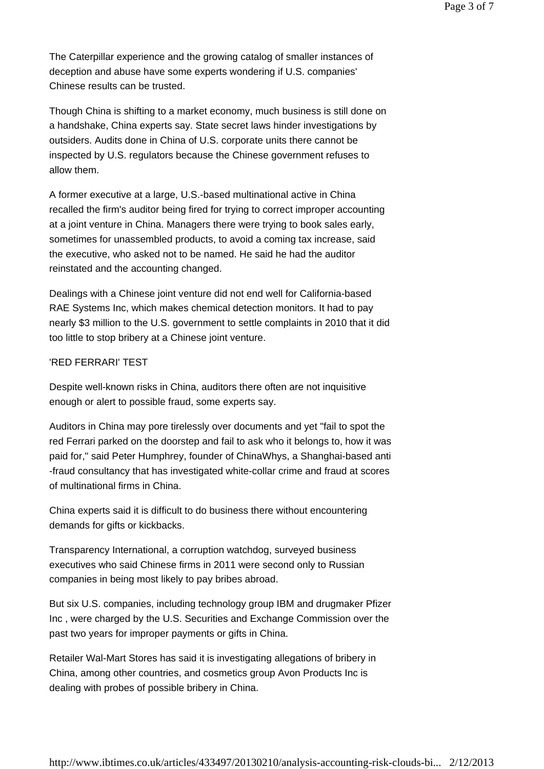The Caterpillar experience and the growing catalog of smaller instances of deception and abuse have some experts wondering if U.S. companies' Chinese results can be trusted.

Though China is shifting to a market economy, much business is still done on a handshake, China experts say. State secret laws hinder investigations by outsiders. Audits done in China of U.S. corporate units there cannot be inspected by U.S. regulators because the Chinese government refuses to allow them.

A former executive at a large, U.S.-based multinational active in China recalled the firm's auditor being fired for trying to correct improper accounting at a joint venture in China. Managers there were trying to book sales early, sometimes for unassembled products, to avoid a coming tax increase, said the executive, who asked not to be named. He said he had the auditor reinstated and the accounting changed.

Dealings with a Chinese joint venture did not end well for California-based RAE Systems Inc, which makes chemical detection monitors. It had to pay nearly $3 million to the U.S. government to settle complaints in 2010 that it did too little to stop bribery at a Chinese joint venture.

'RED FERRARI' TEST

Despite well-known risks in China, auditors there often are not inquisitive enough or alert to possible fraud, some experts say.

Auditors in China may pore tirelessly over documents and yet "fail to spot the red Ferrari parked on the doorstep and fail to ask who it belongs to, how it was paid for," said Peter Humphrey, founder of ChinaWhys, a Shanghai-based anti-fraud consultancy that has investigated white-collar crime and fraud at scores of multinational firms in China.

China experts said it is difficult to do business there without encountering demands for gifts or kickbacks.

Transparency International, a corruption watchdog, surveyed business executives who said Chinese firms in 2011 were second only to Russian companies in being most likely to pay bribes abroad.

But six U.S. companies, including technology group IBM and drugmaker Pfizer Inc , were charged by the U.S. Securities and Exchange Commission over the past two years for improper payments or gifts in China.

Retailer Wal-Mart Stores has said it is investigating allegations of bribery in China, among other countries, and cosmetics group Avon Products Inc is dealing with probes of possible bribery in China.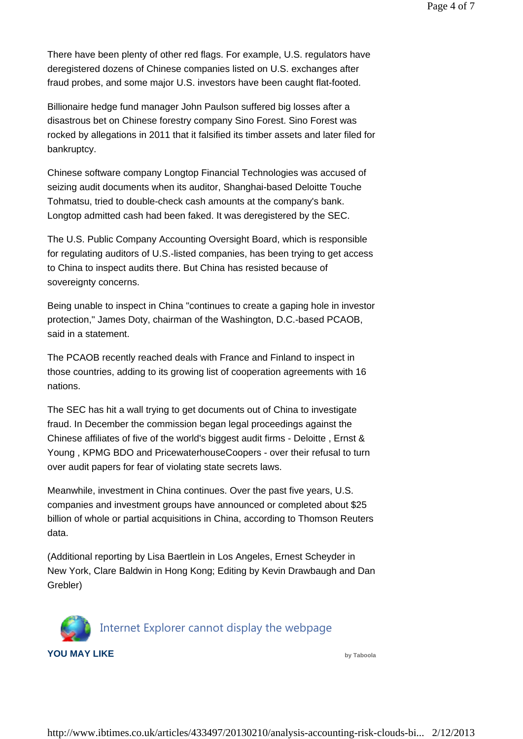There have been plenty of other red flags. For example, U.S. regulators have deregistered dozens of Chinese companies listed on U.S. exchanges after fraud probes, and some major U.S. investors have been caught flat-footed.

Billionaire hedge fund manager John Paulson suffered big losses after a disastrous bet on Chinese forestry company Sino Forest. Sino Forest was rocked by allegations in 2011 that it falsified its timber assets and later filed for bankruptcy.

Chinese software company Longtop Financial Technologies was accused of seizing audit documents when its auditor, Shanghai-based Deloitte Touche Tohmatsu, tried to double-check cash amounts at the company's bank. Longtop admitted cash had been faked. It was deregistered by the SEC.

The U.S. Public Company Accounting Oversight Board, which is responsible for regulating auditors of U.S.-listed companies, has been trying to get access to China to inspect audits there. But China has resisted because of sovereignty concerns.

Being unable to inspect in China "continues to create a gaping hole in investor protection," James Doty, chairman of the Washington, D.C.-based PCAOB, said in a statement.

The PCAOB recently reached deals with France and Finland to inspect in those countries, adding to its growing list of cooperation agreements with 16 nations.

The SEC has hit a wall trying to get documents out of China to investigate fraud. In December the commission began legal proceedings against the Chinese affiliates of five of the world's biggest audit firms - Deloitte , Ernst & Young , KPMG BDO and PricewaterhouseCoopers - over their refusal to turn over audit papers for fear of violating state secrets laws.

Meanwhile, investment in China continues. Over the past five years, U.S. companies and investment groups have announced or completed about $25 billion of whole or partial acquisitions in China, according to Thomson Reuters data.

(Additional reporting by Lisa Baertlein in Los Angeles, Ernest Scheyder in New York, Clare Baldwin in Hong Kong; Editing by Kevin Drawbaugh and Dan Grebler)

Internet Explorer cannot display the webpage

**YOU MAY LIKE**

by Taboola